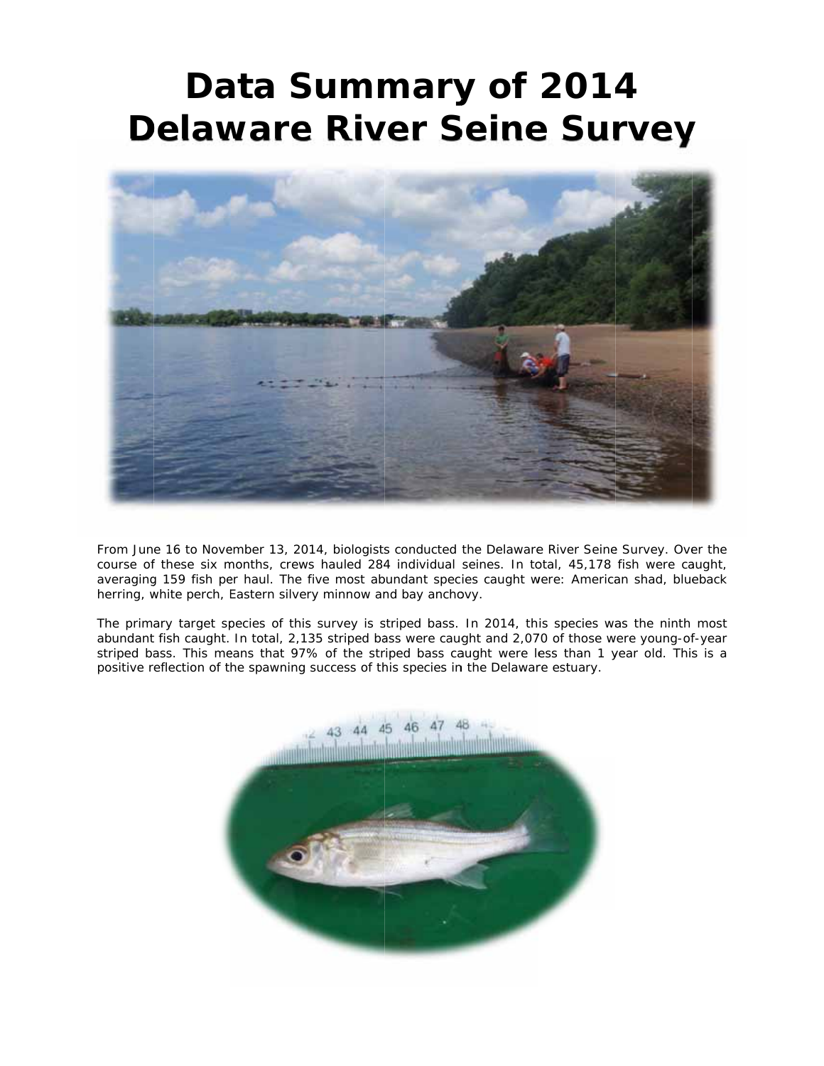# Data Summary of 2014 Delaware River Seine Survey

From June 16 to November 13, 2014, biologists conducted the Delaware River Seine Survey. Over the course of these six months, crews hauled 284 individual seines. In total, 45,178 fish were caught, averaging 159 fish per haul. The five most abundant species caught were: American shad, blueback herring, white perch, Eastern silvery minnow and bay anchovy.

The primary target species of this survey is striped bass. In 2014, this species was the ninth most abundant fish caught. In total, 2,135 striped bass were caught and 2,070 of those were young-of-year striped bass. This means that 97% of the striped bass caught were less than 1 year old. This is a positive reflection of the spawning success of this species in the Delaware estuary.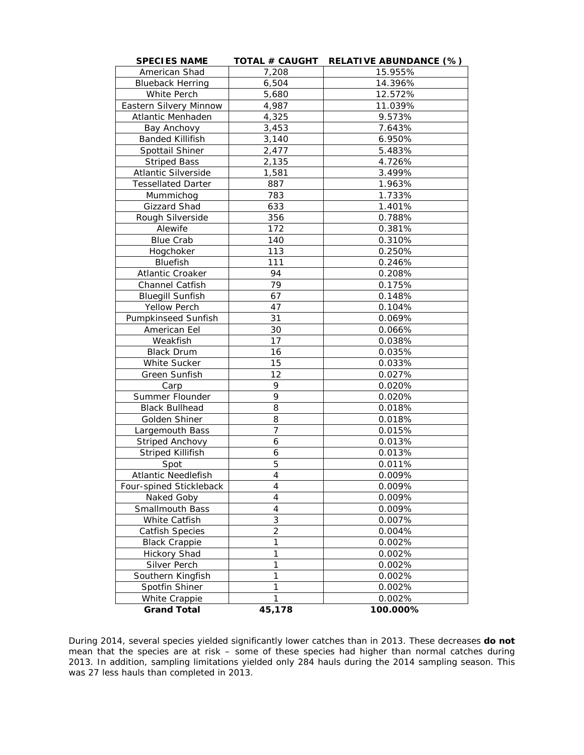| SPECIES NAME | TOTAL # CAUGHT | RELATIVE ABUNDANCE (%) |
|---|---|---|
| American Shad | 7,208 | 15.955% |
| Blueback Herring | 6,504 | 14.396% |
| White Perch | 5,680 | 12.572% |
| Eastern Silvery Minnow | 4,987 | 11.039% |
| Atlantic Menhaden | 4,325 | 9.573% |
| Bay Anchovy | 3,453 | 7.643% |
| Banded Killifish | 3,140 | 6.950% |
| Spottail Shiner | 2,477 | 5.483% |
| Striped Bass | 2,135 | 4.726% |
| Atlantic Silverside | 1,581 | 3.499% |
| Tessellated Darter | 887 | 1.963% |
| Mummichog | 783 | 1.733% |
| Gizzard Shad | 633 | 1.401% |
| Rough Silverside | 356 | 0.788% |
| Alewife | 172 | 0.381% |
| Blue Crab | 140 | 0.310% |
| Hogchoker | 113 | 0.250% |
| Bluefish | 111 | 0.246% |
| Atlantic Croaker | 94 | 0.208% |
| Channel Catfish | 79 | 0.175% |
| Bluegill Sunfish | 67 | 0.148% |
| Yellow Perch | 47 | 0.104% |
| Pumpkinseed Sunfish | 31 | 0.069% |
| American Eel | 30 | 0.066% |
| Weakfish | 17 | 0.038% |
| Black Drum | 16 | 0.035% |
| White Sucker | 15 | 0.033% |
| Green Sunfish | 12 | 0.027% |
| Carp | 9 | 0.020% |
| Summer Flounder | 9 | 0.020% |
| Black Bullhead | 8 | 0.018% |
| Golden Shiner | 8 | 0.018% |
| Largemouth Bass | 7 | 0.015% |
| Striped Anchovy | 6 | 0.013% |
| Striped Killifish | 6 | 0.013% |
| Spot | 5 | 0.011% |
| Atlantic Needlefish | 4 | 0.009% |
| Four-spined Stickleback | 4 | 0.009% |
| Naked Goby | 4 | 0.009% |
| Smallmouth Bass | 4 | 0.009% |
| White Catfish | 3 | 0.007% |
| Catfish Species | 2 | 0.004% |
| Black Crappie | 1 | 0.002% |
| Hickory Shad | 1 | 0.002% |
| Silver Perch | 1 | 0.002% |
| Southern Kingfish | 1 | 0.002% |
| Spotfin Shiner | 1 | 0.002% |
| White Crappie | 1 | 0.002% |
| **Grand Total** | **45,178** | **100.000%** |

During 2014, several species yielded significantly lower catches than in 2013. These decreases **do not** mean that the species are at risk – some of these species had higher than normal catches during 2013. In addition, sampling limitations yielded only 284 hauls during the 2014 sampling season. This was 27 less hauls than completed in 2013.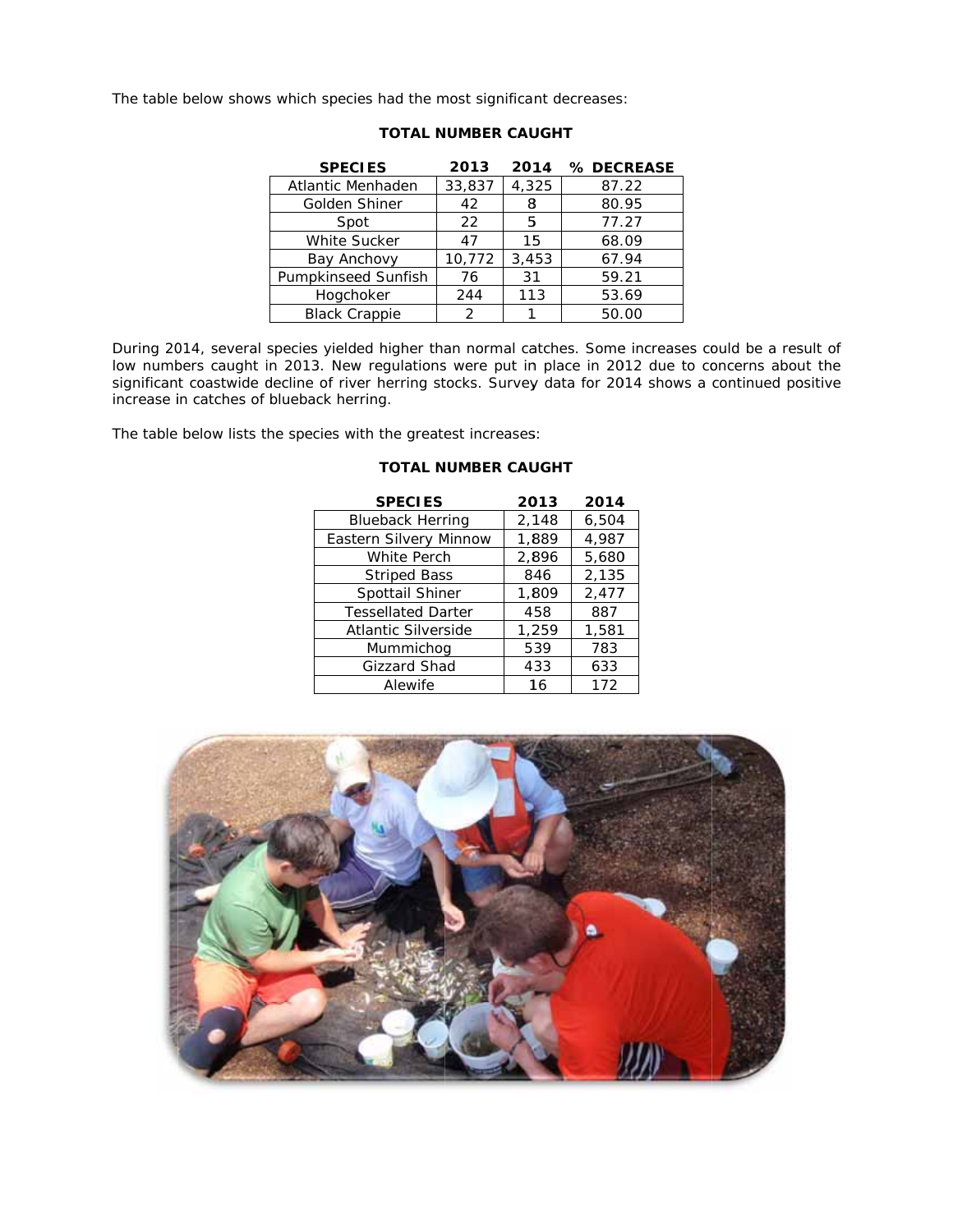The table below shows which species had the most significant decreases:

**TOTAL NUMBER CAUGHT**

| SPECIES | 2013 | 2014 | % DECREASE |
|---|---|---|---|
| Atlantic Menhaden | 33,837 | 4,325 | 87.22 |
| Golden Shiner | 42 | 8 | 80.95 |
| Spot | 22 | 5 | 77.27 |
| White Sucker | 47 | 15 | 68.09 |
| Bay Anchovy | 10,772 | 3,453 | 67.94 |
| Pumpkinseed Sunfish | 76 | 31 | 59.21 |
| Hogchoker | 244 | 113 | 53.69 |
| Black Crappie | 2 | 1 | 50.00 |

During 2014, several species yielded higher than normal catches. Some increases could be a result of low numbers caught in 2013. New regulations were put in place in 2012 due to concerns about the significant coastwide decline of river herring stocks. Survey data for 2014 shows a continued positive increase in catches of blueback herring.

The table below lists the species with the greatest increases:

**TOTAL NUMBER CAUGHT**

| SPECIES | 2013 | 2014 |
|---|---|---|
| Blueback Herring | 2,148 | 6,504 |
| Eastern Silvery Minnow | 1,889 | 4,987 |
| White Perch | 2,896 | 5,680 |
| Striped Bass | 846 | 2,135 |
| Spottail Shiner | 1,809 | 2,477 |
| Tessellated Darter | 458 | 887 |
| Atlantic Silverside | 1,259 | 1,581 |
| Mummichog | 539 | 783 |
| Gizzard Shad | 433 | 633 |
| Alewife | 16 | 172 |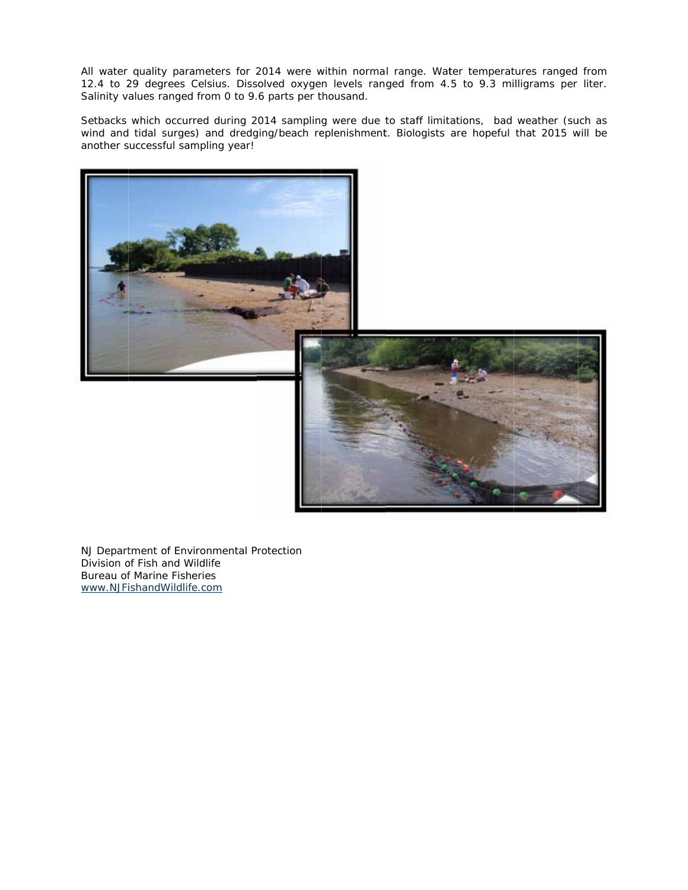All water quality parameters for 2014 were within normal range. Water temperatures ranged from 12.4 to 29 degrees Celsius. Dissolved oxygen levels ranged from 4.5 to 9.3 milligrams per liter. Salinity values ranged from 0 to 9.6 parts per thousand.

Setbacks which occurred during 2014 sampling were due to staff limitations, bad weather (such as wind and tidal surges) and dredging/beach replenishment. Biologists are hopeful that 2015 will be another successful sampling year!

NJ Department of Environmental Protection
Division of Fish and Wildlife
Bureau of Marine Fisheries
www.NJFishandWildlife.com